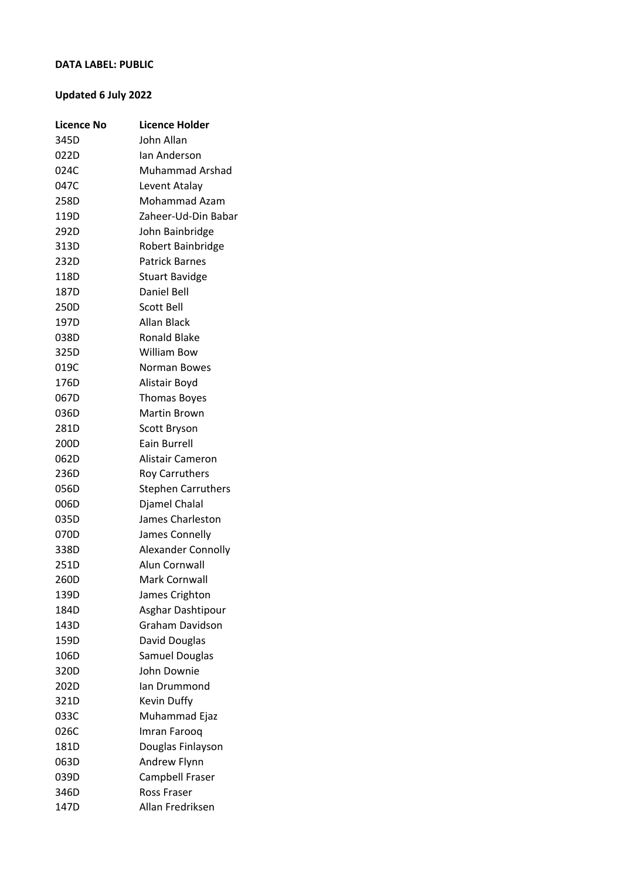**DATA LABEL: PUBLIC**

**Updated 6 July 2022**

| Licence No | Licence Holder |
|---|---|
| 345D | John Allan |
| 022D | Ian Anderson |
| 024C | Muhammad Arshad |
| 047C | Levent Atalay |
| 258D | Mohammad Azam |
| 119D | Zaheer-Ud-Din Babar |
| 292D | John Bainbridge |
| 313D | Robert Bainbridge |
| 232D | Patrick Barnes |
| 118D | Stuart Bavidge |
| 187D | Daniel Bell |
| 250D | Scott Bell |
| 197D | Allan Black |
| 038D | Ronald Blake |
| 325D | William Bow |
| 019C | Norman Bowes |
| 176D | Alistair Boyd |
| 067D | Thomas Boyes |
| 036D | Martin Brown |
| 281D | Scott Bryson |
| 200D | Eain Burrell |
| 062D | Alistair Cameron |
| 236D | Roy Carruthers |
| 056D | Stephen Carruthers |
| 006D | Djamel Chalal |
| 035D | James Charleston |
| 070D | James Connelly |
| 338D | Alexander Connolly |
| 251D | Alun Cornwall |
| 260D | Mark Cornwall |
| 139D | James Crighton |
| 184D | Asghar Dashtipour |
| 143D | Graham Davidson |
| 159D | David Douglas |
| 106D | Samuel Douglas |
| 320D | John Downie |
| 202D | Ian Drummond |
| 321D | Kevin Duffy |
| 033C | Muhammad Ejaz |
| 026C | Imran Farooq |
| 181D | Douglas Finlayson |
| 063D | Andrew Flynn |
| 039D | Campbell Fraser |
| 346D | Ross Fraser |
| 147D | Allan Fredriksen |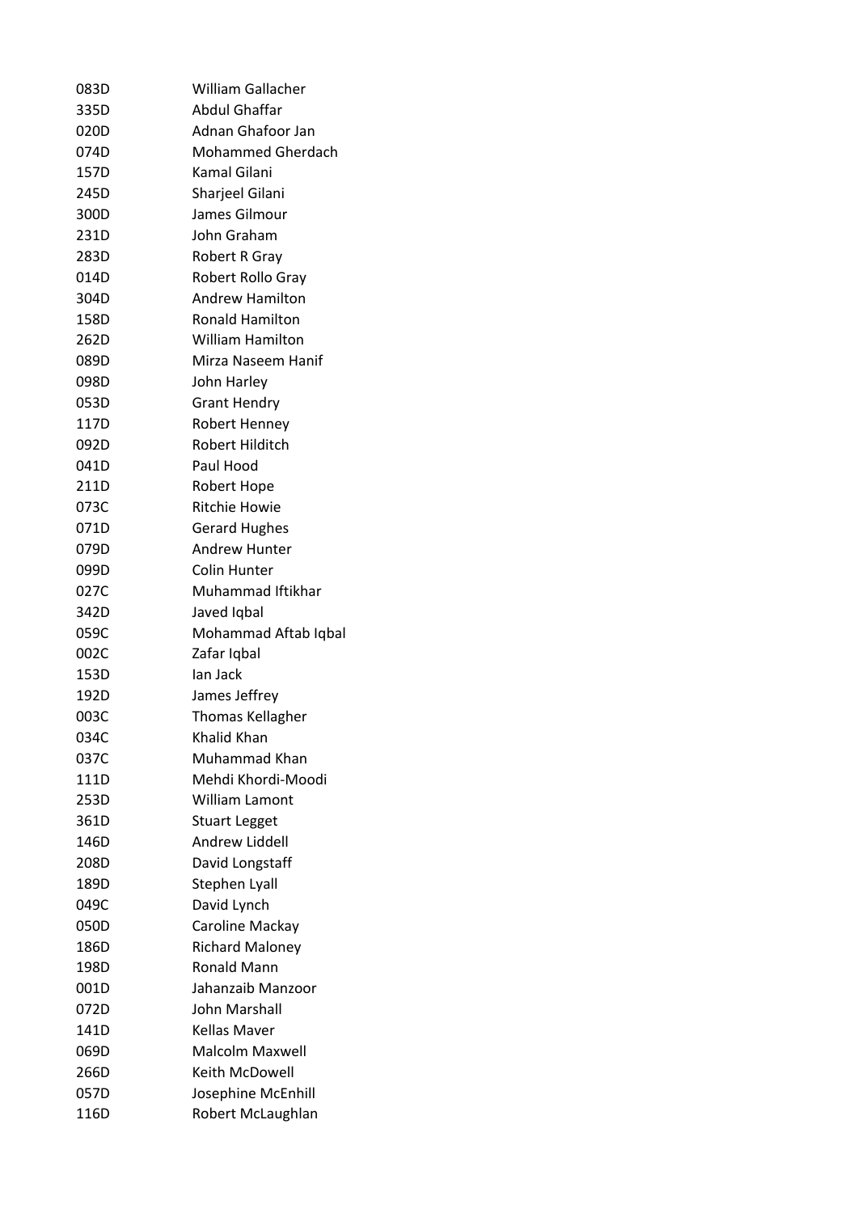| | |
|---|---|
| 083D | William Gallacher |
| 335D | Abdul Ghaffar |
| 020D | Adnan Ghafoor Jan |
| 074D | Mohammed Gherdach |
| 157D | Kamal Gilani |
| 245D | Sharjeel Gilani |
| 300D | James Gilmour |
| 231D | John Graham |
| 283D | Robert R Gray |
| 014D | Robert Rollo Gray |
| 304D | Andrew Hamilton |
| 158D | Ronald Hamilton |
| 262D | William Hamilton |
| 089D | Mirza Naseem Hanif |
| 098D | John Harley |
| 053D | Grant Hendry |
| 117D | Robert Henney |
| 092D | Robert Hilditch |
| 041D | Paul Hood |
| 211D | Robert Hope |
| 073C | Ritchie Howie |
| 071D | Gerard Hughes |
| 079D | Andrew Hunter |
| 099D | Colin Hunter |
| 027C | Muhammad Iftikhar |
| 342D | Javed Iqbal |
| 059C | Mohammad Aftab Iqbal |
| 002C | Zafar Iqbal |
| 153D | Ian Jack |
| 192D | James Jeffrey |
| 003C | Thomas Kellagher |
| 034C | Khalid Khan |
| 037C | Muhammad Khan |
| 111D | Mehdi Khordi-Moodi |
| 253D | William Lamont |
| 361D | Stuart Legget |
| 146D | Andrew Liddell |
| 208D | David Longstaff |
| 189D | Stephen Lyall |
| 049C | David Lynch |
| 050D | Caroline Mackay |
| 186D | Richard Maloney |
| 198D | Ronald Mann |
| 001D | Jahanzaib Manzoor |
| 072D | John Marshall |
| 141D | Kellas Maver |
| 069D | Malcolm Maxwell |
| 266D | Keith McDowell |
| 057D | Josephine McEnhill |
| 116D | Robert McLaughlan |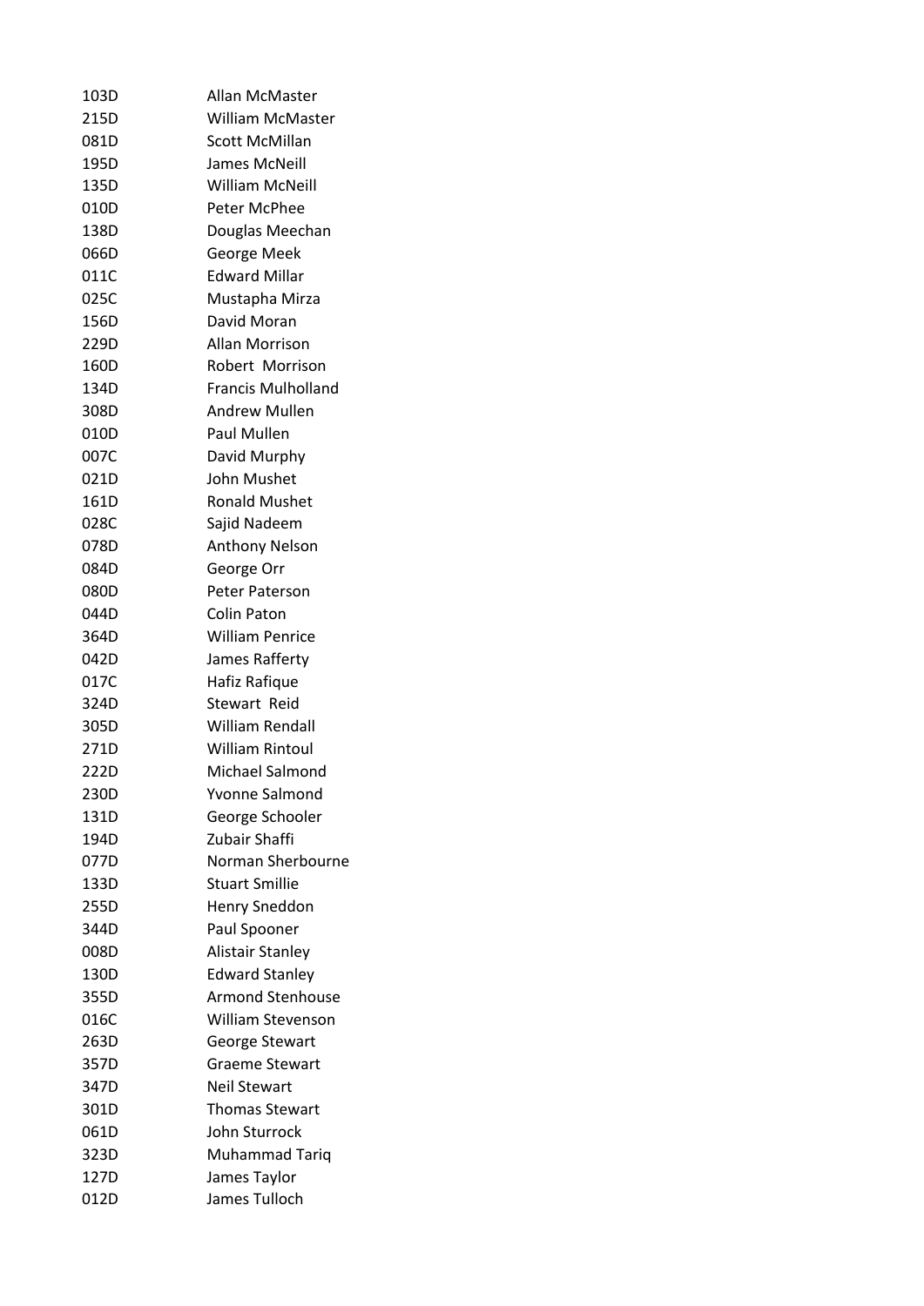| | |
|---|---|
| 103D | Allan McMaster |
| 215D | William McMaster |
| 081D | Scott McMillan |
| 195D | James McNeill |
| 135D | William McNeill |
| 010D | Peter McPhee |
| 138D | Douglas Meechan |
| 066D | George Meek |
| 011C | Edward Millar |
| 025C | Mustapha Mirza |
| 156D | David Moran |
| 229D | Allan Morrison |
| 160D | Robert Morrison |
| 134D | Francis Mulholland |
| 308D | Andrew Mullen |
| 010D | Paul Mullen |
| 007C | David Murphy |
| 021D | John Mushet |
| 161D | Ronald Mushet |
| 028C | Sajid Nadeem |
| 078D | Anthony Nelson |
| 084D | George Orr |
| 080D | Peter Paterson |
| 044D | Colin Paton |
| 364D | William Penrice |
| 042D | James Rafferty |
| 017C | Hafiz Rafique |
| 324D | Stewart Reid |
| 305D | William Rendall |
| 271D | William Rintoul |
| 222D | Michael Salmond |
| 230D | Yvonne Salmond |
| 131D | George Schooler |
| 194D | Zubair Shaffi |
| 077D | Norman Sherbourne |
| 133D | Stuart Smillie |
| 255D | Henry Sneddon |
| 344D | Paul Spooner |
| 008D | Alistair Stanley |
| 130D | Edward Stanley |
| 355D | Armond Stenhouse |
| 016C | William Stevenson |
| 263D | George Stewart |
| 357D | Graeme Stewart |
| 347D | Neil Stewart |
| 301D | Thomas Stewart |
| 061D | John Sturrock |
| 323D | Muhammad Tariq |
| 127D | James Taylor |
| 012D | James Tulloch |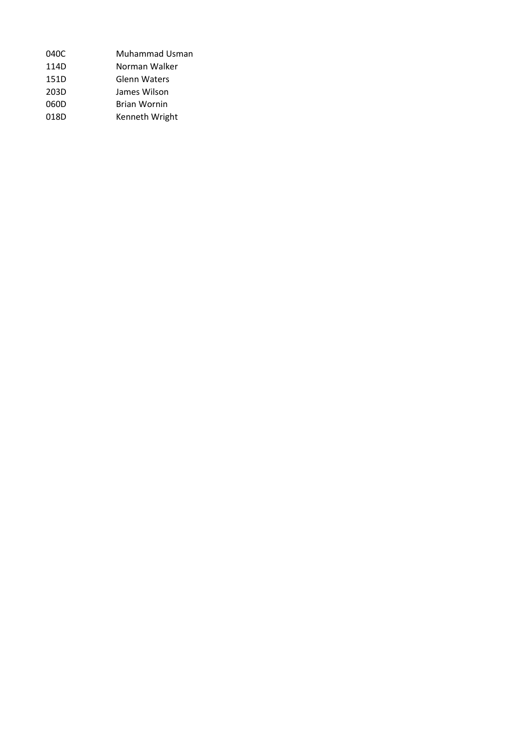| | |
|---|---|
| 040C | Muhammad Usman |
| 114D | Norman Walker |
| 151D | Glenn Waters |
| 203D | James Wilson |
| 060D | Brian Wornin |
| 018D | Kenneth Wright |